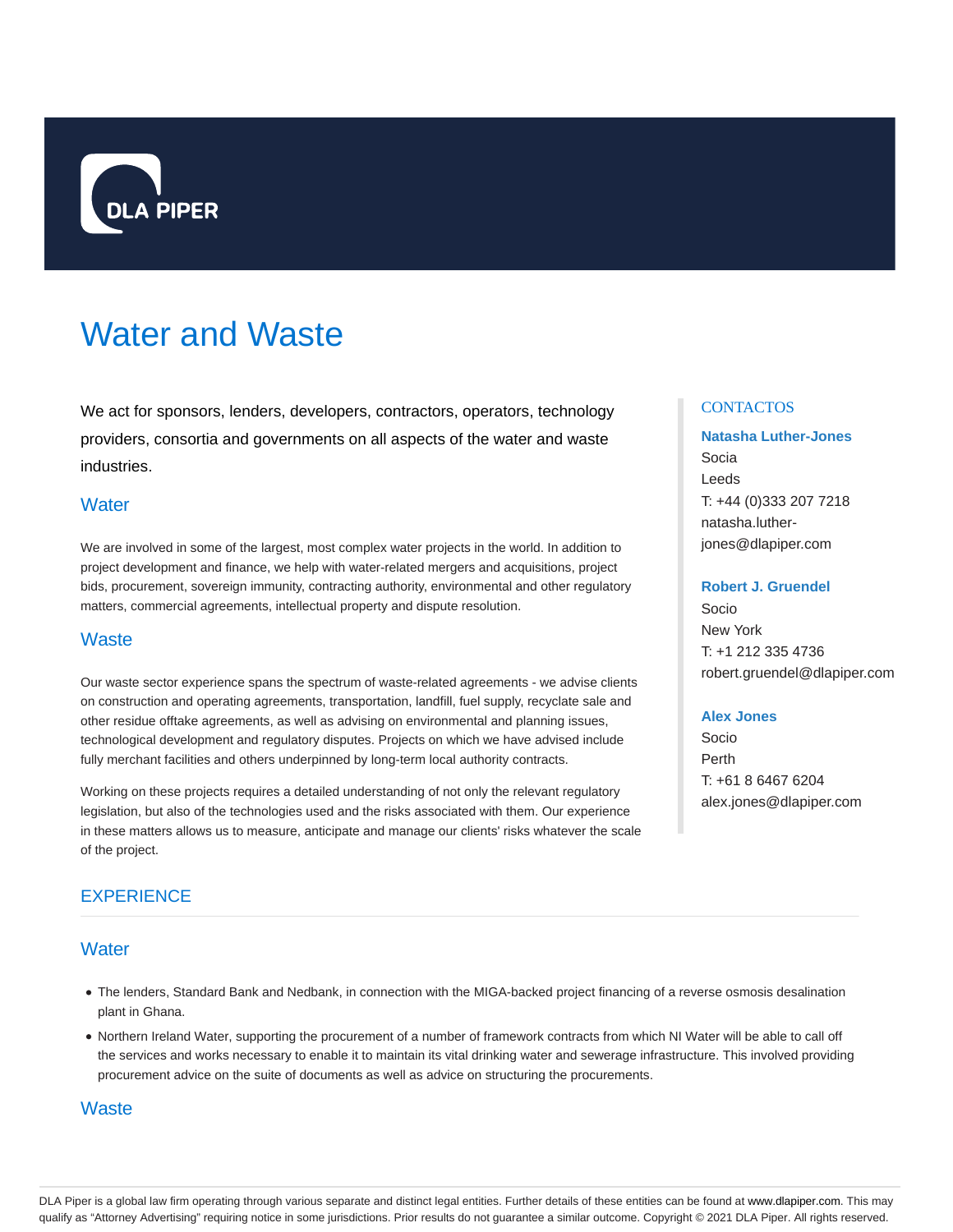DLA PIPER

# Water and Waste

We act for sponsors, lenders, developers, contractors, operators, technology providers, consortia and governments on all aspects of the water and waste industries.

## Water

We are involved in some of the largest, most complex water projects in the world. In addition to project development and finance, we help with water-related mergers and acquisitions, project bids, procurement, sovereign immunity, contracting authority, environmental and other regulatory matters, commercial agreements, intellectual property and dispute resolution.

## Waste

Our waste sector experience spans the spectrum of waste-related agreements - we advise clients on construction and operating agreements, transportation, landfill, fuel supply, recyclate sale and other residue offtake agreements, as well as advising on environmental and planning issues, technological development and regulatory disputes. Projects on which we have advised include fully merchant facilities and others underpinned by long-term local authority contracts.

Working on these projects requires a detailed understanding of not only the relevant regulatory legislation, but also of the technologies used and the risks associated with them. Our experience in these matters allows us to measure, anticipate and manage our clients' risks whatever the scale of the project.

## CONTACTOS

**Natasha Luther-Jones**
Socia
Leeds
T: +44 (0)333 207 7218
natasha.luther-jones@dlapiper.com

**Robert J. Gruendel**
Socio
New York
T: +1 212 335 4736
robert.gruendel@dlapiper.com

**Alex Jones**
Socio
Perth
T: +61 8 6467 6204
alex.jones@dlapiper.com

## EXPERIENCE

### Water

- The lenders, Standard Bank and Nedbank, in connection with the MIGA-backed project financing of a reverse osmosis desalination plant in Ghana.
- Northern Ireland Water, supporting the procurement of a number of framework contracts from which NI Water will be able to call off the services and works necessary to enable it to maintain its vital drinking water and sewerage infrastructure. This involved providing procurement advice on the suite of documents as well as advice on structuring the procurements.

### Waste

DLA Piper is a global law firm operating through various separate and distinct legal entities. Further details of these entities can be found at www.dlapiper.com. This may qualify as "Attorney Advertising" requiring notice in some jurisdictions. Prior results do not guarantee a similar outcome. Copyright © 2021 DLA Piper. All rights reserved.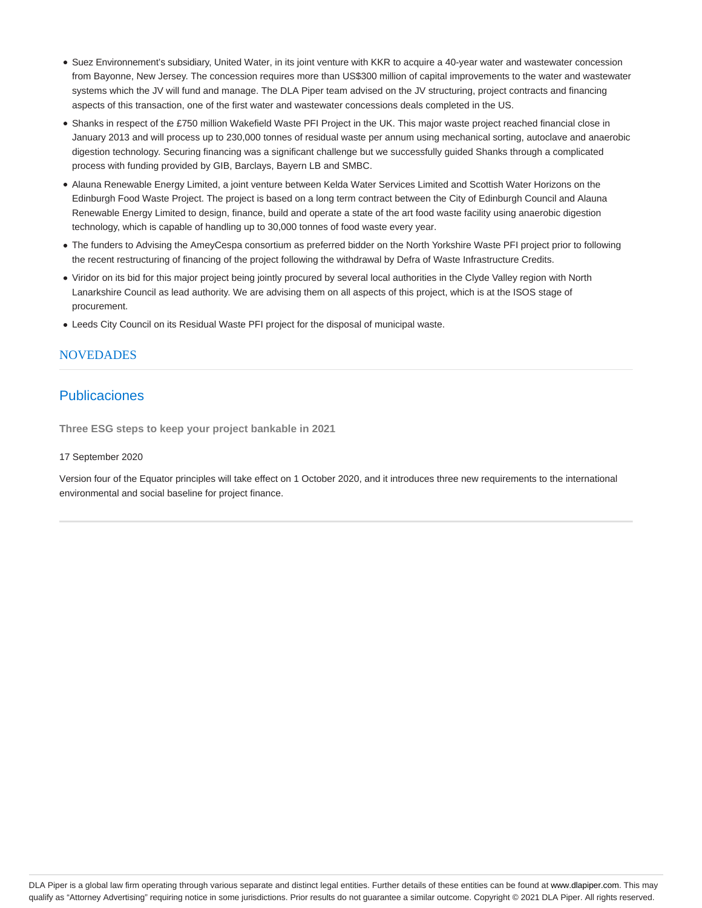- Suez Environnement's subsidiary, United Water, in its joint venture with KKR to acquire a 40-year water and wastewater concession from Bayonne, New Jersey. The concession requires more than US$300 million of capital improvements to the water and wastewater systems which the JV will fund and manage. The DLA Piper team advised on the JV structuring, project contracts and financing aspects of this transaction, one of the first water and wastewater concessions deals completed in the US.
- Shanks in respect of the £750 million Wakefield Waste PFI Project in the UK. This major waste project reached financial close in January 2013 and will process up to 230,000 tonnes of residual waste per annum using mechanical sorting, autoclave and anaerobic digestion technology. Securing financing was a significant challenge but we successfully guided Shanks through a complicated process with funding provided by GIB, Barclays, Bayern LB and SMBC.
- Alauna Renewable Energy Limited, a joint venture between Kelda Water Services Limited and Scottish Water Horizons on the Edinburgh Food Waste Project. The project is based on a long term contract between the City of Edinburgh Council and Alauna Renewable Energy Limited to design, finance, build and operate a state of the art food waste facility using anaerobic digestion technology, which is capable of handling up to 30,000 tonnes of food waste every year.
- The funders to Advising the AmeyCespa consortium as preferred bidder on the North Yorkshire Waste PFI project prior to following the recent restructuring of financing of the project following the withdrawal by Defra of Waste Infrastructure Credits.
- Viridor on its bid for this major project being jointly procured by several local authorities in the Clyde Valley region with North Lanarkshire Council as lead authority. We are advising them on all aspects of this project, which is at the ISOS stage of procurement.
- Leeds City Council on its Residual Waste PFI project for the disposal of municipal waste.

## NOVEDADES

### Publicaciones

**Three ESG steps to keep your project bankable in 2021**

17 September 2020

Version four of the Equator principles will take effect on 1 October 2020, and it introduces three new requirements to the international environmental and social baseline for project finance.

DLA Piper is a global law firm operating through various separate and distinct legal entities. Further details of these entities can be found at www.dlapiper.com. This may qualify as "Attorney Advertising" requiring notice in some jurisdictions. Prior results do not guarantee a similar outcome. Copyright © 2021 DLA Piper. All rights reserved.